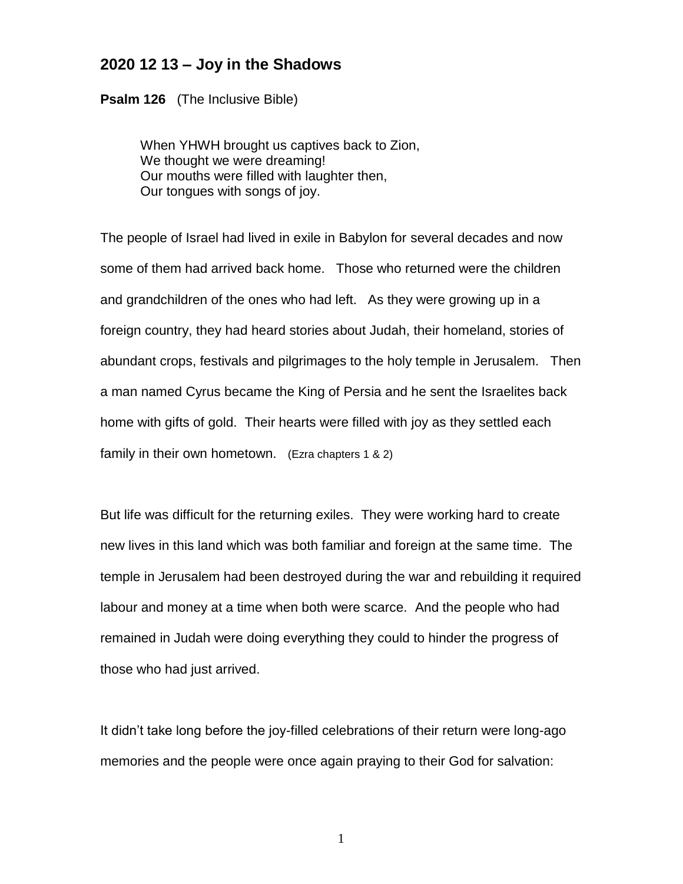## 2020 12 13 – Joy in the Shadows

**Psalm 126** (The Inclusive Bible)

> When YHWH brought us captives back to Zion,
> We thought we were dreaming!
> Our mouths were filled with laughter then,
> Our tongues with songs of joy.

The people of Israel had lived in exile in Babylon for several decades and now some of them had arrived back home. Those who returned were the children and grandchildren of the ones who had left. As they were growing up in a foreign country, they had heard stories about Judah, their homeland, stories of abundant crops, festivals and pilgrimages to the holy temple in Jerusalem. Then a man named Cyrus became the King of Persia and he sent the Israelites back home with gifts of gold. Their hearts were filled with joy as they settled each family in their own hometown. (Ezra chapters 1 & 2)

But life was difficult for the returning exiles. They were working hard to create new lives in this land which was both familiar and foreign at the same time. The temple in Jerusalem had been destroyed during the war and rebuilding it required labour and money at a time when both were scarce. And the people who had remained in Judah were doing everything they could to hinder the progress of those who had just arrived.

It didn't take long before the joy-filled celebrations of their return were long-ago memories and the people were once again praying to their God for salvation: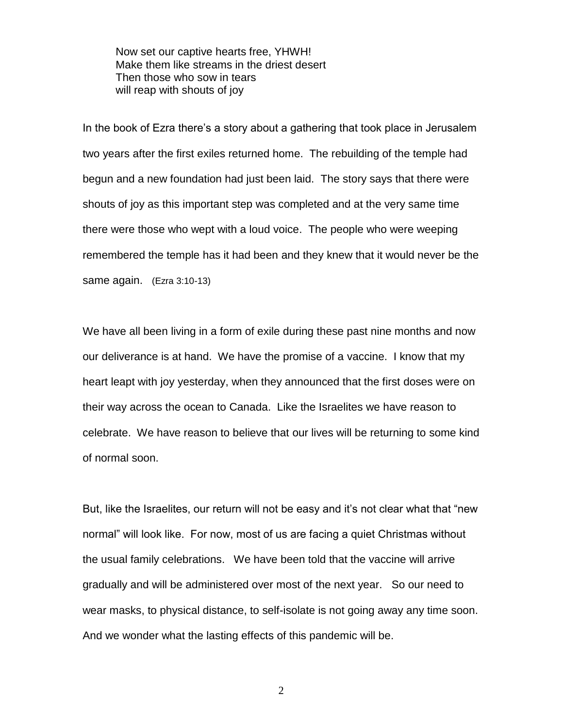Now set our captive hearts free, YHWH!
Make them like streams in the driest desert
Then those who sow in tears
will reap with shouts of joy

In the book of Ezra there's a story about a gathering that took place in Jerusalem two years after the first exiles returned home. The rebuilding of the temple had begun and a new foundation had just been laid. The story says that there were shouts of joy as this important step was completed and at the very same time there were those who wept with a loud voice. The people who were weeping remembered the temple has it had been and they knew that it would never be the same again. (Ezra 3:10-13)

We have all been living in a form of exile during these past nine months and now our deliverance is at hand. We have the promise of a vaccine. I know that my heart leapt with joy yesterday, when they announced that the first doses were on their way across the ocean to Canada. Like the Israelites we have reason to celebrate. We have reason to believe that our lives will be returning to some kind of normal soon.

But, like the Israelites, our return will not be easy and it's not clear what that "new normal" will look like. For now, most of us are facing a quiet Christmas without the usual family celebrations. We have been told that the vaccine will arrive gradually and will be administered over most of the next year. So our need to wear masks, to physical distance, to self-isolate is not going away any time soon. And we wonder what the lasting effects of this pandemic will be.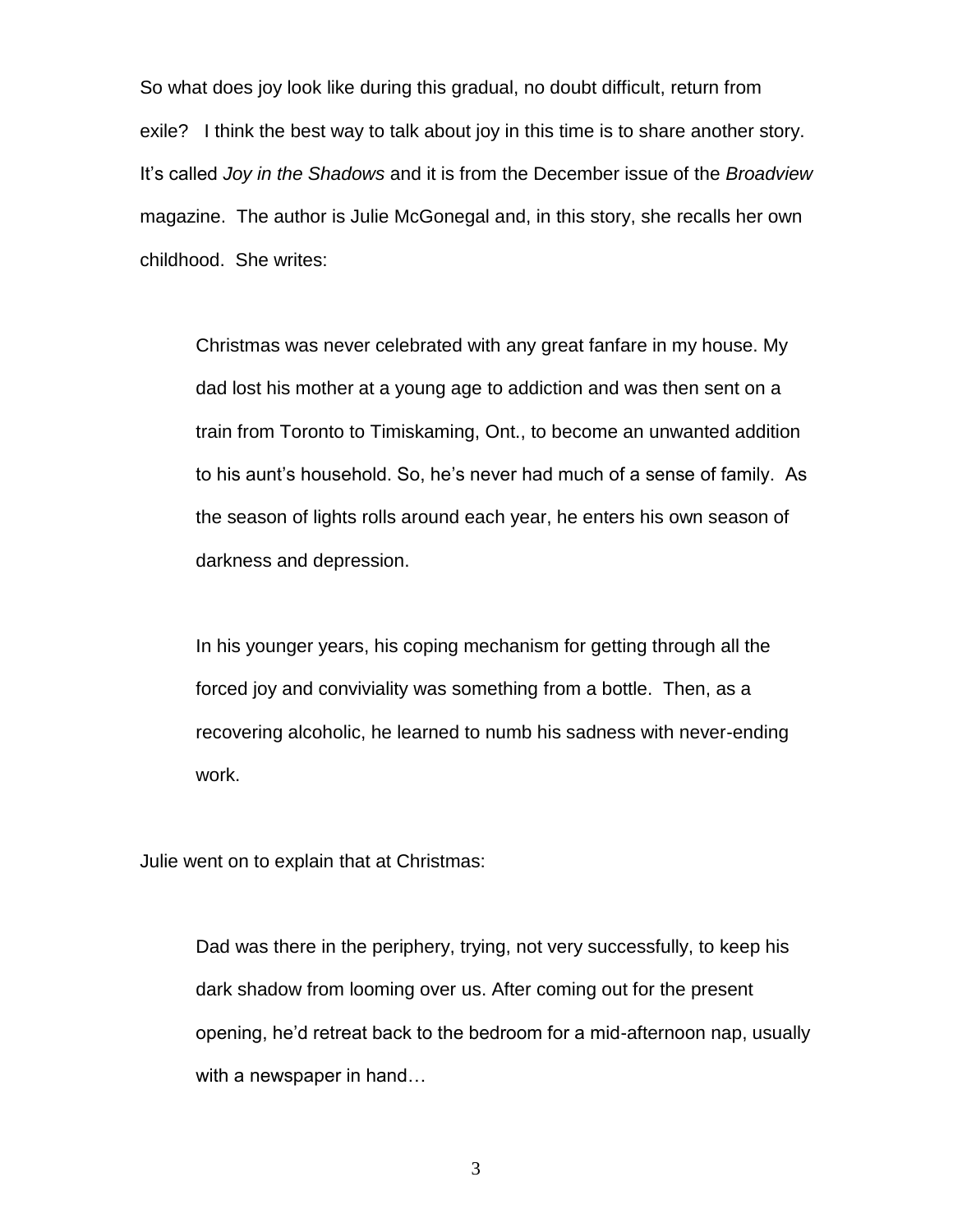So what does joy look like during this gradual, no doubt difficult, return from exile? I think the best way to talk about joy in this time is to share another story. It's called *Joy in the Shadows* and it is from the December issue of the *Broadview* magazine. The author is Julie McGonegal and, in this story, she recalls her own childhood. She writes:

> Christmas was never celebrated with any great fanfare in my house. My dad lost his mother at a young age to addiction and was then sent on a train from Toronto to Timiskaming, Ont., to become an unwanted addition to his aunt's household. So, he's never had much of a sense of family. As the season of lights rolls around each year, he enters his own season of darkness and depression.
>
> In his younger years, his coping mechanism for getting through all the forced joy and conviviality was something from a bottle. Then, as a recovering alcoholic, he learned to numb his sadness with never-ending work.

Julie went on to explain that at Christmas:

> Dad was there in the periphery, trying, not very successfully, to keep his dark shadow from looming over us. After coming out for the present opening, he'd retreat back to the bedroom for a mid-afternoon nap, usually with a newspaper in hand…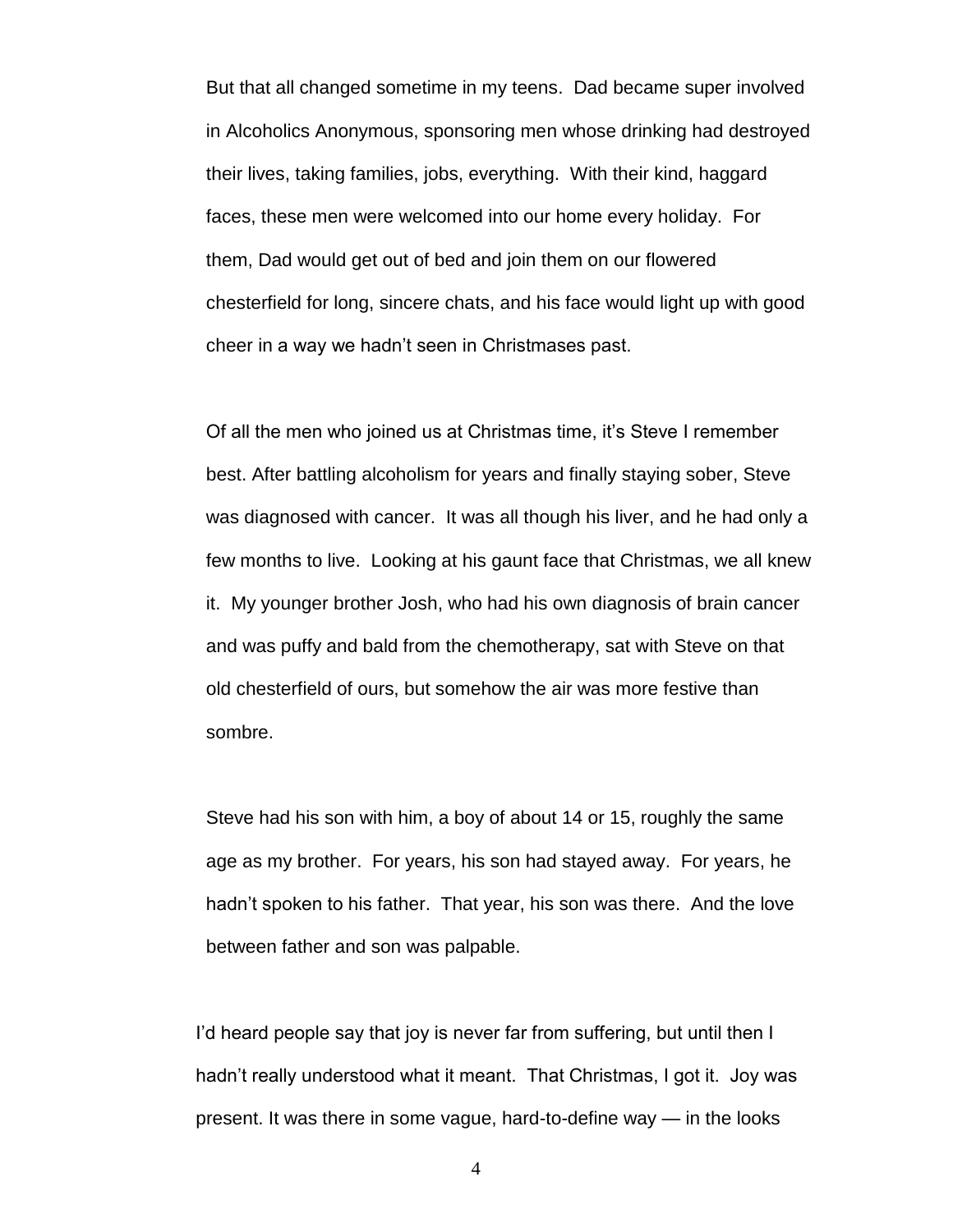But that all changed sometime in my teens. Dad became super involved in Alcoholics Anonymous, sponsoring men whose drinking had destroyed their lives, taking families, jobs, everything. With their kind, haggard faces, these men were welcomed into our home every holiday. For them, Dad would get out of bed and join them on our flowered chesterfield for long, sincere chats, and his face would light up with good cheer in a way we hadn't seen in Christmases past.

Of all the men who joined us at Christmas time, it's Steve I remember best. After battling alcoholism for years and finally staying sober, Steve was diagnosed with cancer. It was all though his liver, and he had only a few months to live. Looking at his gaunt face that Christmas, we all knew it. My younger brother Josh, who had his own diagnosis of brain cancer and was puffy and bald from the chemotherapy, sat with Steve on that old chesterfield of ours, but somehow the air was more festive than sombre.

Steve had his son with him, a boy of about 14 or 15, roughly the same age as my brother. For years, his son had stayed away. For years, he hadn't spoken to his father. That year, his son was there. And the love between father and son was palpable.

I'd heard people say that joy is never far from suffering, but until then I hadn't really understood what it meant. That Christmas, I got it. Joy was present. It was there in some vague, hard-to-define way — in the looks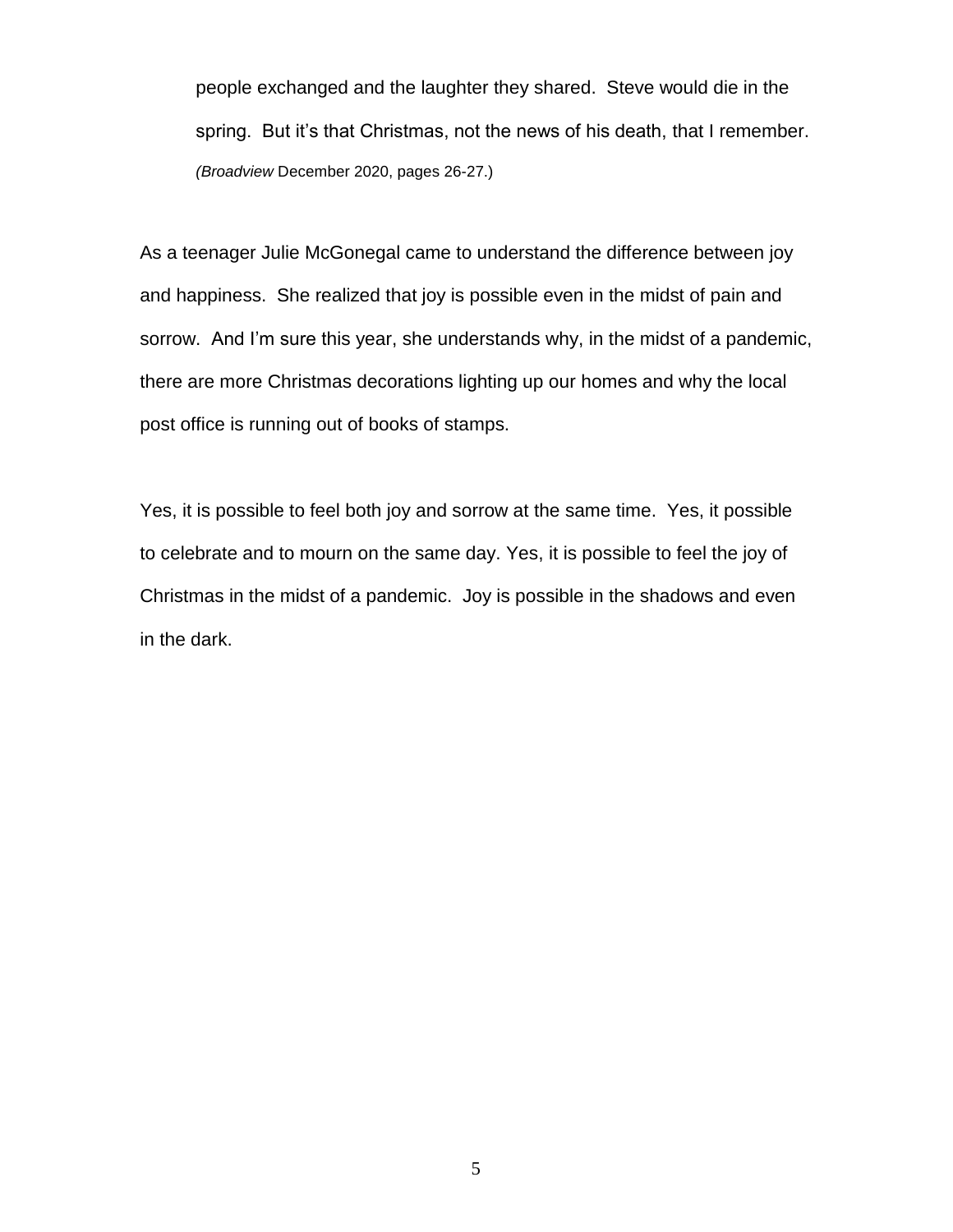> people exchanged and the laughter they shared. Steve would die in the spring. But it's that Christmas, not the news of his death, that I remember. *(Broadview* December 2020, pages 26-27.)

As a teenager Julie McGonegal came to understand the difference between joy and happiness. She realized that joy is possible even in the midst of pain and sorrow. And I'm sure this year, she understands why, in the midst of a pandemic, there are more Christmas decorations lighting up our homes and why the local post office is running out of books of stamps.

Yes, it is possible to feel both joy and sorrow at the same time. Yes, it possible to celebrate and to mourn on the same day. Yes, it is possible to feel the joy of Christmas in the midst of a pandemic. Joy is possible in the shadows and even in the dark.